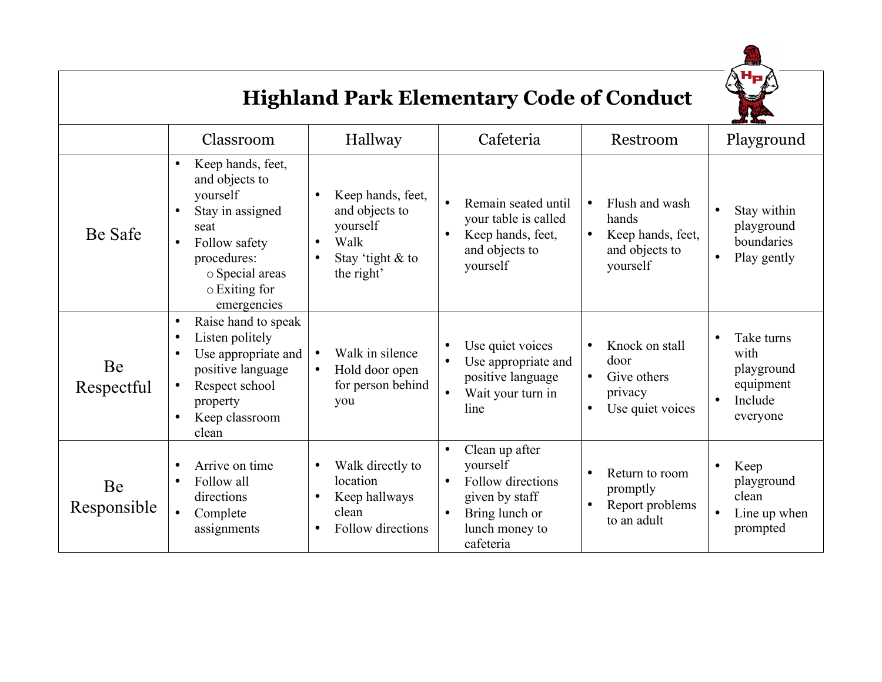# Highland Park Elementary Code of Conduct

| | Classroom | Hallway | Cafeteria | Restroom | Playground |
|---|---|---|---|---|---|
| Be Safe | • Keep hands, feet, and objects to yourself<br>• Stay in assigned seat<br>• Follow safety procedures:<br>&nbsp;&nbsp;○ Special areas<br>&nbsp;&nbsp;○ Exiting for emergencies | • Keep hands, feet, and objects to yourself<br>• Walk<br>• Stay 'tight & to the right' | • Remain seated until your table is called<br>• Keep hands, feet, and objects to yourself | • Flush and wash hands<br>• Keep hands, feet, and objects to yourself | • Stay within playground boundaries<br>• Play gently |
| Be Respectful | • Raise hand to speak<br>• Listen politely<br>• Use appropriate and positive language<br>• Respect school property<br>• Keep classroom clean | • Walk in silence<br>• Hold door open for person behind you | • Use quiet voices<br>• Use appropriate and positive language<br>• Wait your turn in line | • Knock on stall door<br>• Give others privacy<br>• Use quiet voices | • Take turns with playground equipment<br>• Include everyone |
| Be Responsible | • Arrive on time<br>• Follow all directions<br>• Complete assignments | • Walk directly to location<br>• Keep hallways clean<br>• Follow directions | • Clean up after yourself<br>• Follow directions given by staff<br>• Bring lunch or lunch money to cafeteria | • Return to room promptly<br>• Report problems to an adult | • Keep playground clean<br>• Line up when prompted |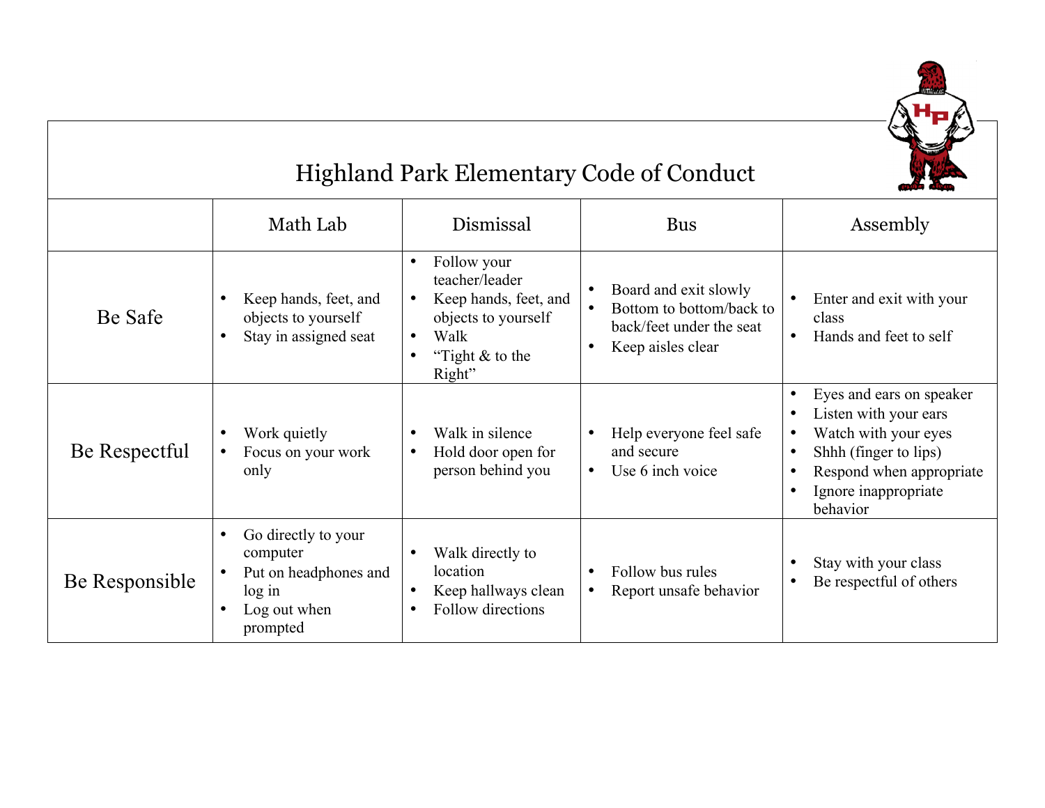# Highland Park Elementary Code of Conduct

| | Math Lab | Dismissal | Bus | Assembly |
|---|---|---|---|---|
| Be Safe | • Keep hands, feet, and objects to yourself<br>• Stay in assigned seat | • Follow your teacher/leader<br>• Keep hands, feet, and objects to yourself<br>• Walk<br>• "Tight & to the Right" | • Board and exit slowly<br>• Bottom to bottom/back to back/feet under the seat<br>• Keep aisles clear | • Enter and exit with your class<br>• Hands and feet to self |
| Be Respectful | • Work quietly<br>• Focus on your work only | • Walk in silence<br>• Hold door open for person behind you | • Help everyone feel safe and secure<br>• Use 6 inch voice | • Eyes and ears on speaker<br>• Listen with your ears<br>• Watch with your eyes<br>• Shhh (finger to lips)<br>• Respond when appropriate<br>• Ignore inappropriate behavior |
| Be Responsible | • Go directly to your computer<br>• Put on headphones and log in<br>• Log out when prompted | • Walk directly to location<br>• Keep hallways clean<br>• Follow directions | • Follow bus rules<br>• Report unsafe behavior | • Stay with your class<br>• Be respectful of others |